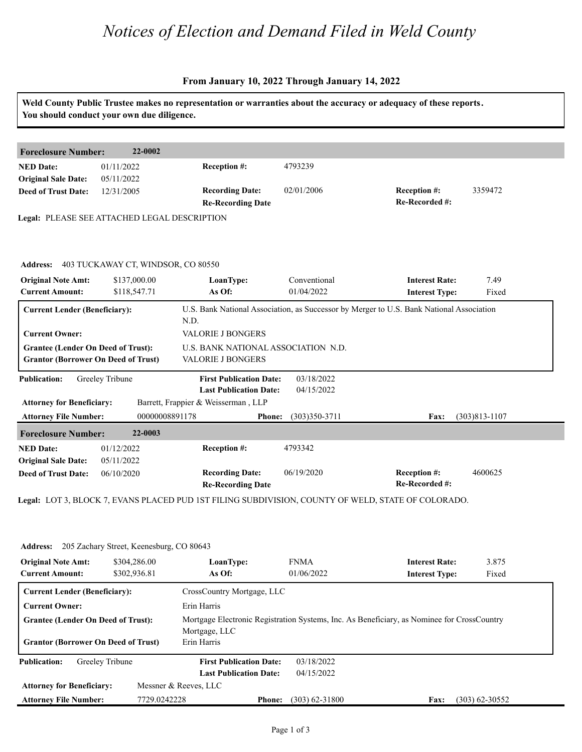# Notices of Election and Demand Filed in Weld County

**From January 10, 2022 Through January 14, 2022**

**Weld County Public Trustee makes no representation or warranties about the accuracy or adequacy of these reports. You should conduct your own due diligence.**

---

## Foreclosure Number: 22-0002

| | | | | | |
|---|---|---|---|---|---|
| **NED Date:** | 01/11/2022 | **Reception #:** | 4793239 | | |
| **Original Sale Date:** | 05/11/2022 | | | | |
| **Deed of Trust Date:** | 12/31/2005 | **Recording Date:** | 02/01/2006 | **Reception #:** | 3359472 |
| | | **Re-Recording Date** | | **Re-Recorded #:** | |

**Legal:** PLEASE SEE ATTACHED LEGAL DESCRIPTION

**Address:** 403 TUCKAWAY CT, WINDSOR, CO 80550

| | | | | | |
|---|---|---|---|---|---|
| **Original Note Amt:** | $137,000.00 | **LoanType:** | Conventional | **Interest Rate:** | 7.49 |
| **Current Amount:** | $118,547.71 | **As Of:** | 01/04/2022 | **Interest Type:** | Fixed |

| | |
|---|---|
| **Current Lender (Beneficiary):** | U.S. Bank National Association, as Successor by Merger to U.S. Bank National Association N.D. |
| **Current Owner:** | VALORIE J BONGERS |
| **Grantee (Lender On Deed of Trust):** | U.S. BANK NATIONAL ASSOCIATION N.D. |
| **Grantor (Borrower On Deed of Trust)** | VALORIE J BONGERS |

| | | | |
|---|---|---|---|
| **Publication:** | Greeley Tribune | **First Publication Date:** | 03/18/2022 |
| | | **Last Publication Date:** | 04/15/2022 |

**Attorney for Beneficiary:** Barrett, Frappier & Weisserman , LLP

**Attorney File Number:** 00000008891178 **Phone:** (303)350-3711 **Fax:** (303)813-1107

---

## Foreclosure Number: 22-0003

| | | | | | |
|---|---|---|---|---|---|
| **NED Date:** | 01/12/2022 | **Reception #:** | 4793342 | | |
| **Original Sale Date:** | 05/11/2022 | | | | |
| **Deed of Trust Date:** | 06/10/2020 | **Recording Date:** | 06/19/2020 | **Reception #:** | 4600625 |
| | | **Re-Recording Date** | | **Re-Recorded #:** | |

**Legal:** LOT 3, BLOCK 7, EVANS PLACED PUD 1ST FILING SUBDIVISION, COUNTY OF WELD, STATE OF COLORADO.

**Address:** 205 Zachary Street, Keenesburg, CO 80643

| | | | | | |
|---|---|---|---|---|---|
| **Original Note Amt:** | $304,286.00 | **LoanType:** | FNMA | **Interest Rate:** | 3.875 |
| **Current Amount:** | $302,936.81 | **As Of:** | 01/06/2022 | **Interest Type:** | Fixed |

| | |
|---|---|
| **Current Lender (Beneficiary):** | CrossCountry Mortgage, LLC |
| **Current Owner:** | Erin Harris |
| **Grantee (Lender On Deed of Trust):** | Mortgage Electronic Registration Systems, Inc. As Beneficiary, as Nominee for CrossCountry Mortgage, LLC |
| **Grantor (Borrower On Deed of Trust)** | Erin Harris |

| | | | |
|---|---|---|---|
| **Publication:** | Greeley Tribune | **First Publication Date:** | 03/18/2022 |
| | | **Last Publication Date:** | 04/15/2022 |

**Attorney for Beneficiary:** Messner & Reeves, LLC

**Attorney File Number:** 7729.0242228 **Phone:** (303) 62-31800 **Fax:** (303) 62-30552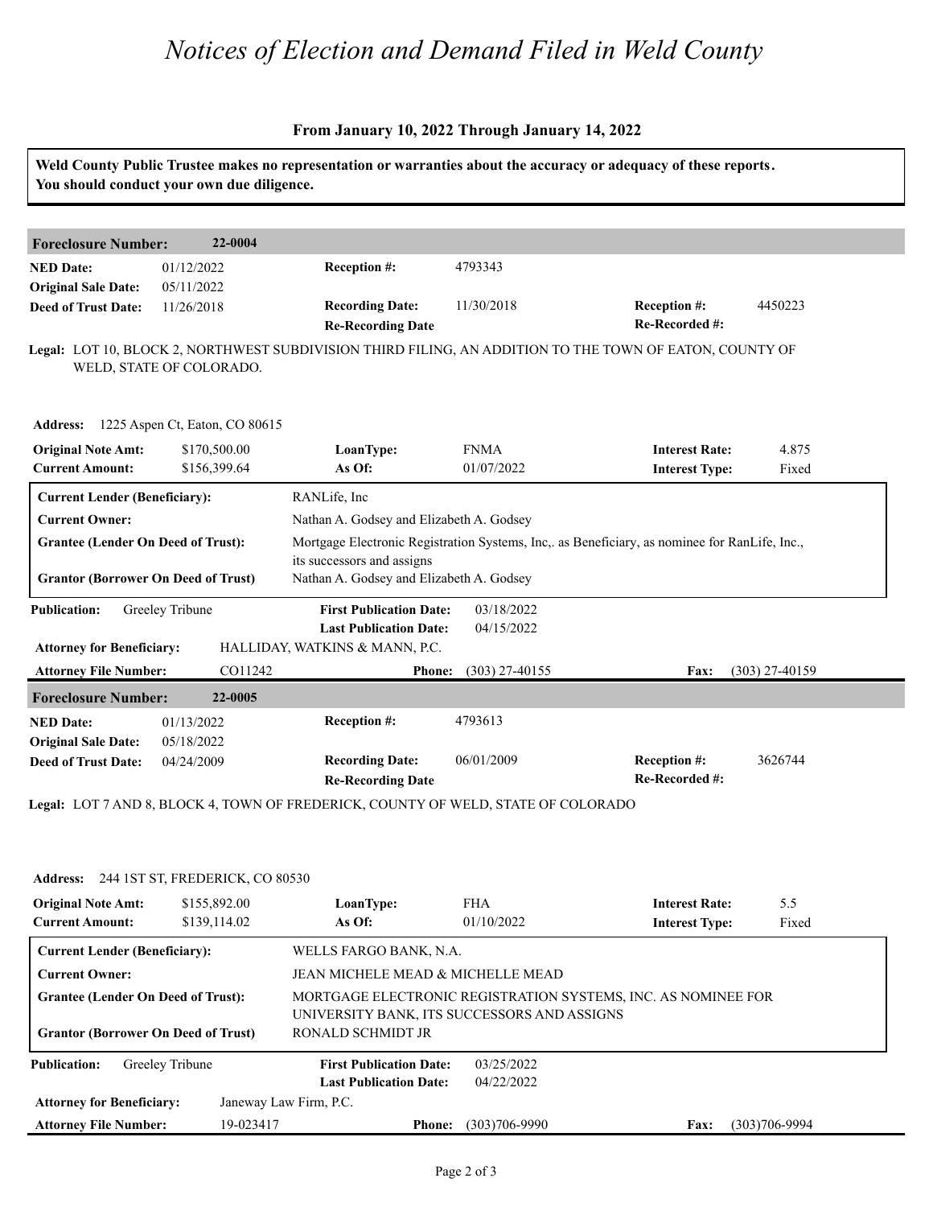# *Notices of Election and Demand Filed in Weld County*

**From January 10, 2022 Through January 14, 2022**

**Weld County Public Trustee makes no representation or warranties about the accuracy or adequacy of these reports. You should conduct your own due diligence.**

## Foreclosure Number: 22-0004

| | | | | | |
|---|---|---|---|---|---|
| **NED Date:** | 01/12/2022 | **Reception #:** | 4793343 | | |
| **Original Sale Date:** | 05/11/2022 | | | | |
| **Deed of Trust Date:** | 11/26/2018 | **Recording Date:** | 11/30/2018 | **Reception #:** | 4450223 |
| | | **Re-Recording Date** | | **Re-Recorded #:** | |

**Legal:** LOT 10, BLOCK 2, NORTHWEST SUBDIVISION THIRD FILING, AN ADDITION TO THE TOWN OF EATON, COUNTY OF WELD, STATE OF COLORADO.

**Address:** 1225 Aspen Ct, Eaton, CO 80615

| | | | | | |
|---|---|---|---|---|---|
| **Original Note Amt:** | $170,500.00 | **LoanType:** | FNMA | **Interest Rate:** | 4.875 |
| **Current Amount:** | $156,399.64 | **As Of:** | 01/07/2022 | **Interest Type:** | Fixed |

| | |
|---|---|
| **Current Lender (Beneficiary):** | RANLife, Inc |
| **Current Owner:** | Nathan A. Godsey and Elizabeth A. Godsey |
| **Grantee (Lender On Deed of Trust):** | Mortgage Electronic Registration Systems, Inc,. as Beneficiary, as nominee for RanLife, Inc., its successors and assigns |
| **Grantor (Borrower On Deed of Trust)** | Nathan A. Godsey and Elizabeth A. Godsey |

| | | | | | |
|---|---|---|---|---|---|
| **Publication:** | Greeley Tribune | **First Publication Date:** | 03/18/2022 | | |
| | | **Last Publication Date:** | 04/15/2022 | | |
| **Attorney for Beneficiary:** | HALLIDAY, WATKINS & MANN, P.C. | | | | |
| **Attorney File Number:** | CO11242 | **Phone:** | (303) 27-40155 | **Fax:** | (303) 27-40159 |

## Foreclosure Number: 22-0005

| | | | | | |
|---|---|---|---|---|---|
| **NED Date:** | 01/13/2022 | **Reception #:** | 4793613 | | |
| **Original Sale Date:** | 05/18/2022 | | | | |
| **Deed of Trust Date:** | 04/24/2009 | **Recording Date:** | 06/01/2009 | **Reception #:** | 3626744 |
| | | **Re-Recording Date** | | **Re-Recorded #:** | |

**Legal:** LOT 7 AND 8, BLOCK 4, TOWN OF FREDERICK, COUNTY OF WELD, STATE OF COLORADO

**Address:** 244 1ST ST, FREDERICK, CO 80530

| | | | | | |
|---|---|---|---|---|---|
| **Original Note Amt:** | $155,892.00 | **LoanType:** | FHA | **Interest Rate:** | 5.5 |
| **Current Amount:** | $139,114.02 | **As Of:** | 01/10/2022 | **Interest Type:** | Fixed |

| | |
|---|---|
| **Current Lender (Beneficiary):** | WELLS FARGO BANK, N.A. |
| **Current Owner:** | JEAN MICHELE MEAD & MICHELLE MEAD |
| **Grantee (Lender On Deed of Trust):** | MORTGAGE ELECTRONIC REGISTRATION SYSTEMS, INC. AS NOMINEE FOR UNIVERSITY BANK, ITS SUCCESSORS AND ASSIGNS |
| **Grantor (Borrower On Deed of Trust)** | RONALD SCHMIDT JR |

| | | | | | |
|---|---|---|---|---|---|
| **Publication:** | Greeley Tribune | **First Publication Date:** | 03/25/2022 | | |
| | | **Last Publication Date:** | 04/22/2022 | | |
| **Attorney for Beneficiary:** | Janeway Law Firm, P.C. | | | | |
| **Attorney File Number:** | 19-023417 | **Phone:** | (303)706-9990 | **Fax:** | (303)706-9994 |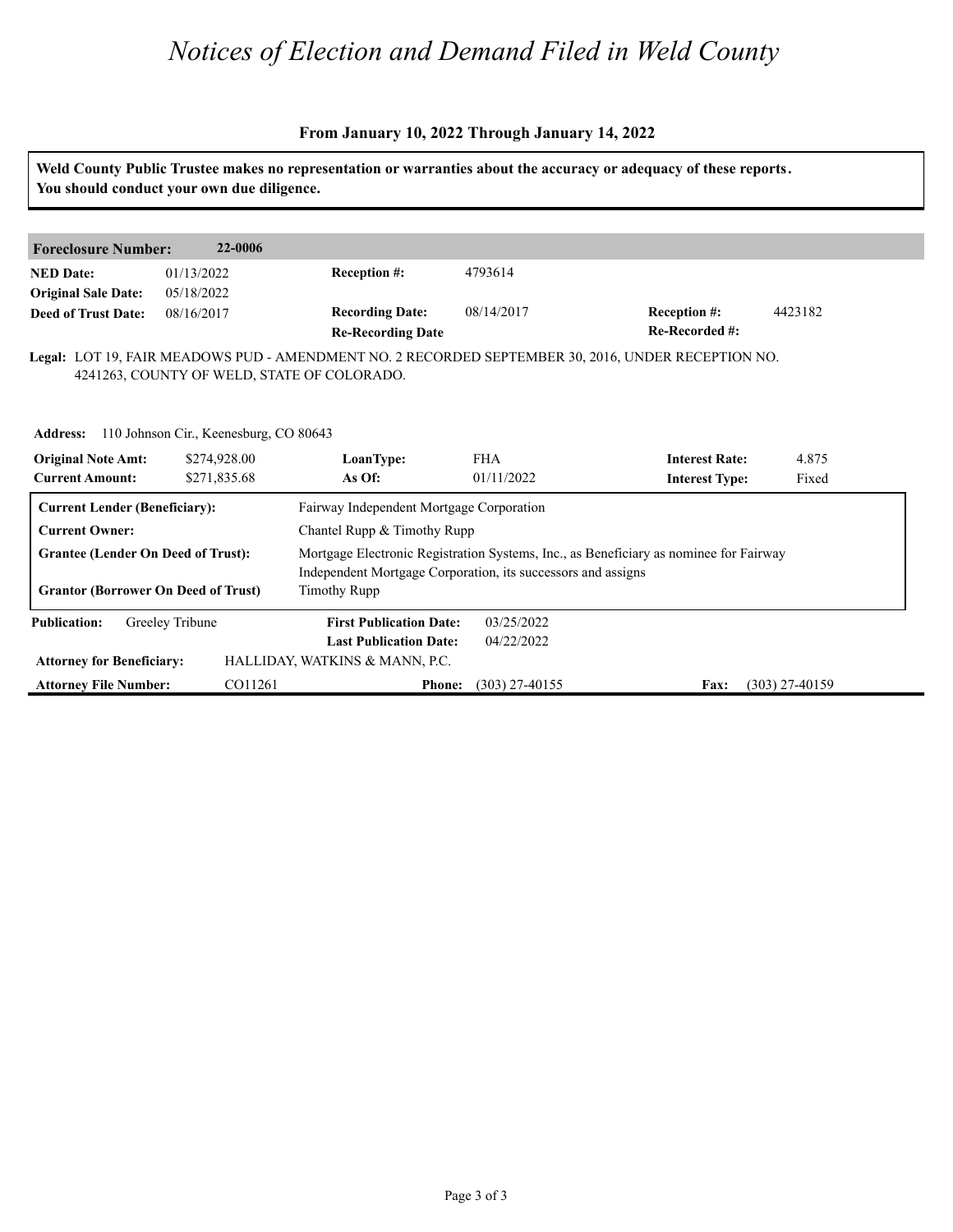# *Notices of Election and Demand Filed in Weld County*

**From January 10, 2022 Through January 14, 2022**

**Weld County Public Trustee makes no representation or warranties about the accuracy or adequacy of these reports. You should conduct your own due diligence.**

**Foreclosure Number:** **22-0006**

| | | | | | |
|---|---|---|---|---|---|
| **NED Date:** | 01/13/2022 | **Reception #:** | 4793614 | | |
| **Original Sale Date:** | 05/18/2022 | | | | |
| **Deed of Trust Date:** | 08/16/2017 | **Recording Date:** | 08/14/2017 | **Reception #:** | 4423182 |
| | | **Re-Recording Date** | | **Re-Recorded #:** | |

**Legal:** LOT 19, FAIR MEADOWS PUD - AMENDMENT NO. 2 RECORDED SEPTEMBER 30, 2016, UNDER RECEPTION NO. 4241263, COUNTY OF WELD, STATE OF COLORADO.

**Address:** 110 Johnson Cir., Keenesburg, CO 80643

| | | | | | |
|---|---|---|---|---|---|
| **Original Note Amt:** | $274,928.00 | **LoanType:** | FHA | **Interest Rate:** | 4.875 |
| **Current Amount:** | $271,835.68 | **As Of:** | 01/11/2022 | **Interest Type:** | Fixed |

| | |
|---|---|
| **Current Lender (Beneficiary):** | Fairway Independent Mortgage Corporation |
| **Current Owner:** | Chantel Rupp & Timothy Rupp |
| **Grantee (Lender On Deed of Trust):** | Mortgage Electronic Registration Systems, Inc., as Beneficiary as nominee for Fairway Independent Mortgage Corporation, its successors and assigns |
| **Grantor (Borrower On Deed of Trust)** | Timothy Rupp |

| | | | | | |
|---|---|---|---|---|---|
| **Publication:** | Greeley Tribune | **First Publication Date:** | 03/25/2022 | | |
| | | **Last Publication Date:** | 04/22/2022 | | |
| **Attorney for Beneficiary:** | HALLIDAY, WATKINS & MANN, P.C. | | | | |
| **Attorney File Number:** | CO11261 | **Phone:** | (303) 27-40155 | **Fax:** | (303) 27-40159 |